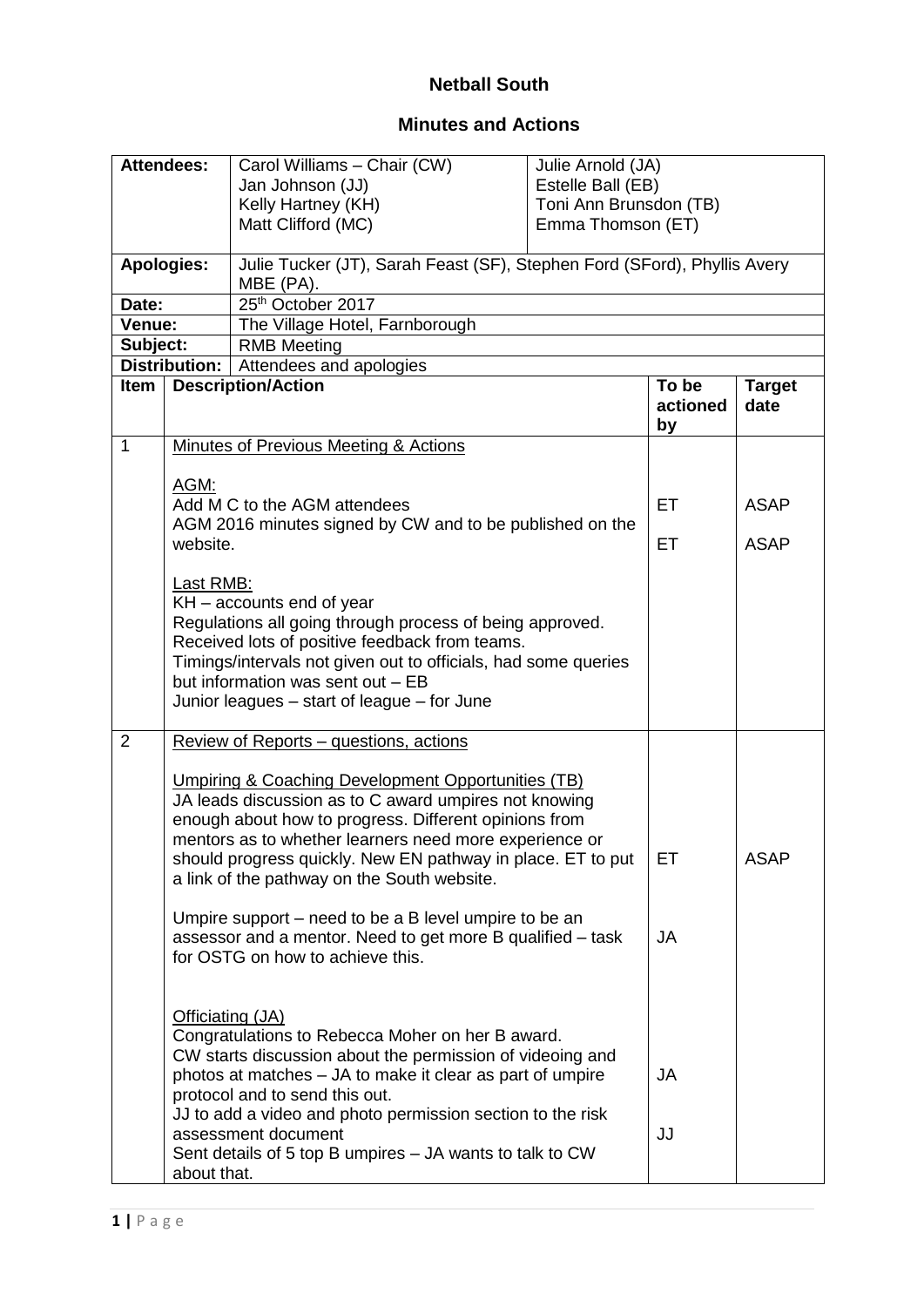# Netball South

## Minutes and Actions

| | | |
|---|---|---|
| **Attendees:** | Carol Williams – Chair (CW)<br>Jan Johnson (JJ)<br>Kelly Hartney (KH)<br>Matt Clifford (MC) | Julie Arnold (JA)<br>Estelle Ball (EB)<br>Toni Ann Brunsdon (TB)<br>Emma Thomson (ET) |
| **Apologies:** | Julie Tucker (JT), Sarah Feast (SF), Stephen Ford (SFord), Phyllis Avery MBE (PA). | |
| **Date:** | 25th October 2017 | |
| **Venue:** | The Village Hotel, Farnborough | |
| **Subject:** | RMB Meeting | |
| **Distribution:** | Attendees and apologies | |

| Item | Description/Action | To be actioned by | Target date |
|---|---|---|---|
| 1 | Minutes of Previous Meeting & Actions | | |
| | AGM: | | |
| | Add M C to the AGM attendees | ET | ASAP |
| | AGM 2016 minutes signed by CW and to be published on the website. | ET | ASAP |
| | Last RMB:<br>KH – accounts end of year<br>Regulations all going through process of being approved.<br>Received lots of positive feedback from teams.<br>Timings/intervals not given out to officials, had some queries but information was sent out – EB<br>Junior leagues – start of league – for June | | |
| 2 | Review of Reports – questions, actions | | |
| | Umpiring & Coaching Development Opportunities (TB)<br>JA leads discussion as to C award umpires not knowing enough about how to progress. Different opinions from mentors as to whether learners need more experience or should progress quickly. New EN pathway in place. ET to put a link of the pathway on the South website. | ET | ASAP |
| | Umpire support – need to be a B level umpire to be an assessor and a mentor. Need to get more B qualified – task for OSTG on how to achieve this. | JA | |
| | Officiating (JA)<br>Congratulations to Rebecca Moher on her B award.<br>CW starts discussion about the permission of videoing and photos at matches – JA to make it clear as part of umpire protocol and to send this out. | JA | |
| | JJ to add a video and photo permission section to the risk assessment document | JJ | |
| | Sent details of 5 top B umpires – JA wants to talk to CW about that. | | |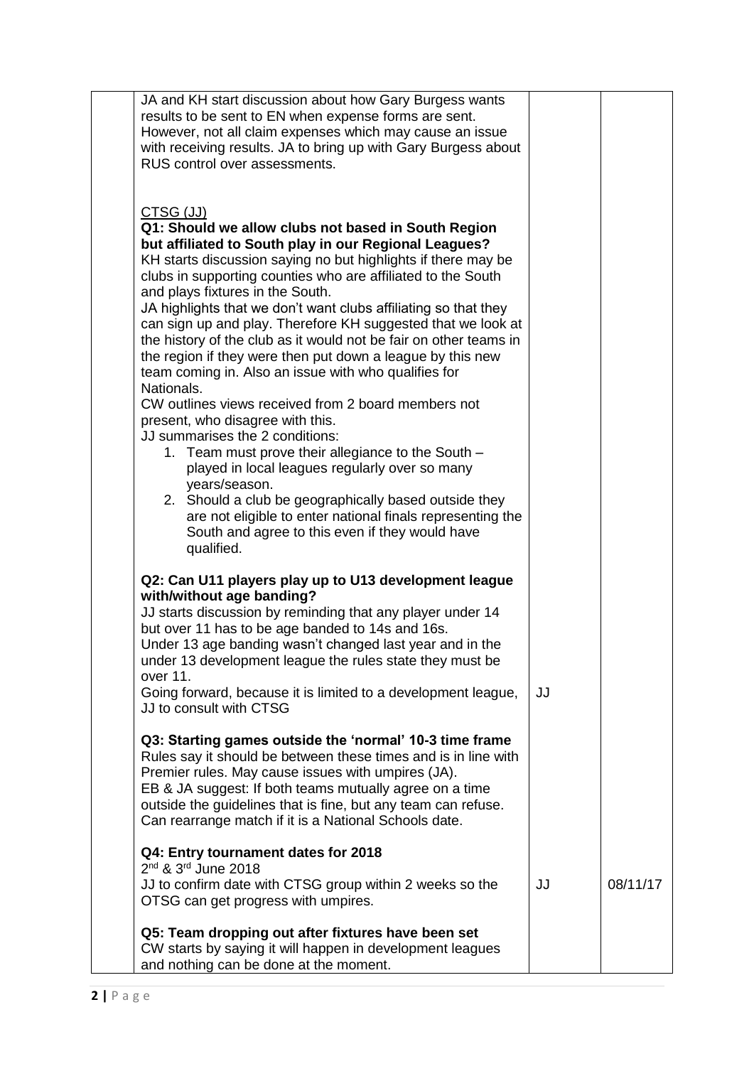| | | | |
|---|---|---|---|
| | JA and KH start discussion about how Gary Burgess wants results to be sent to EN when expense forms are sent. However, not all claim expenses which may cause an issue with receiving results. JA to bring up with Gary Burgess about RUS control over assessments. | | |
| | CTSG (JJ)<br>**Q1: Should we allow clubs not based in South Region but affiliated to South play in our Regional Leagues?**<br>KH starts discussion saying no but highlights if there may be clubs in supporting counties who are affiliated to the South and plays fixtures in the South.<br>JA highlights that we don't want clubs affiliating so that they can sign up and play. Therefore KH suggested that we look at the history of the club as it would not be fair on other teams in the region if they were then put down a league by this new team coming in. Also an issue with who qualifies for Nationals.<br>CW outlines views received from 2 board members not present, who disagree with this.<br>JJ summarises the 2 conditions:<br>1. Team must prove their allegiance to the South – played in local leagues regularly over so many years/season.<br>2. Should a club be geographically based outside they are not eligible to enter national finals representing the South and agree to this even if they would have qualified. | | |
| | **Q2: Can U11 players play up to U13 development league with/without age banding?**<br>JJ starts discussion by reminding that any player under 14 but over 11 has to be age banded to 14s and 16s.<br>Under 13 age banding wasn't changed last year and in the under 13 development league the rules state they must be over 11.<br>Going forward, because it is limited to a development league, JJ to consult with CTSG | JJ | |
| | **Q3: Starting games outside the 'normal' 10-3 time frame**<br>Rules say it should be between these times and is in line with Premier rules. May cause issues with umpires (JA).<br>EB & JA suggest: If both teams mutually agree on a time outside the guidelines that is fine, but any team can refuse. Can rearrange match if it is a National Schools date. | | |
| | **Q4: Entry tournament dates for 2018**<br>2nd & 3rd June 2018<br>JJ to confirm date with CTSG group within 2 weeks so the OTSG can get progress with umpires. | JJ | 08/11/17 |
| | **Q5: Team dropping out after fixtures have been set**<br>CW starts by saying it will happen in development leagues and nothing can be done at the moment. | | |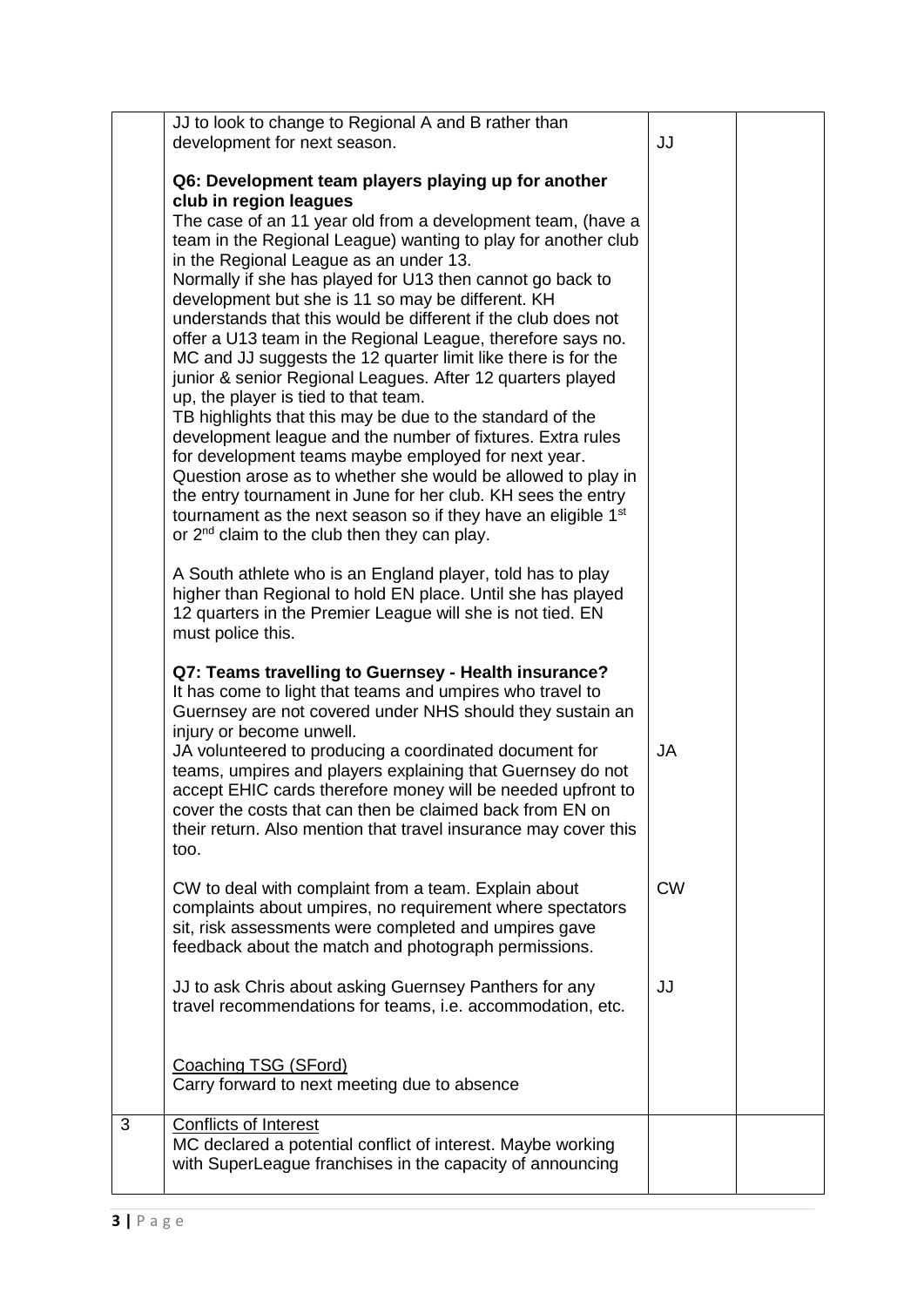| | | | |
|---|---|---|---|
| | JJ to look to change to Regional A and B rather than development for next season.<br><br>**Q6: Development team players playing up for another club in region leagues**<br>The case of an 11 year old from a development team, (have a team in the Regional League) wanting to play for another club in the Regional League as an under 13.<br>Normally if she has played for U13 then cannot go back to development but she is 11 so may be different. KH understands that this would be different if the club does not offer a U13 team in the Regional League, therefore says no. MC and JJ suggests the 12 quarter limit like there is for the junior & senior Regional Leagues. After 12 quarters played up, the player is tied to that team.<br>TB highlights that this may be due to the standard of the development league and the number of fixtures. Extra rules for development teams maybe employed for next year.<br>Question arose as to whether she would be allowed to play in the entry tournament in June for her club. KH sees the entry tournament as the next season so if they have an eligible 1st or 2nd claim to the club then they can play.<br><br>A South athlete who is an England player, told has to play higher than Regional to hold EN place. Until she has played 12 quarters in the Premier League will she is not tied. EN must police this.<br><br>**Q7: Teams travelling to Guernsey - Health insurance?**<br>It has come to light that teams and umpires who travel to Guernsey are not covered under NHS should they sustain an injury or become unwell.<br>JA volunteered to producing a coordinated document for teams, umpires and players explaining that Guernsey do not accept EHIC cards therefore money will be needed upfront to cover the costs that can then be claimed back from EN on their return. Also mention that travel insurance may cover this too.<br><br>CW to deal with complaint from a team. Explain about complaints about umpires, no requirement where spectators sit, risk assessments were completed and umpires gave feedback about the match and photograph permissions.<br><br>JJ to ask Chris about asking Guernsey Panthers for any travel recommendations for teams, i.e. accommodation, etc.<br><br>Coaching TSG (SFord)<br>Carry forward to next meeting due to absence | JJ<br><br><br><br><br><br><br><br><br><br><br><br><br><br><br><br><br><br><br><br><br><br>JA<br><br><br><br><br><br><br>CW<br><br><br><br>JJ | |
| 3 | Conflicts of Interest<br>MC declared a potential conflict of interest. Maybe working with SuperLeague franchises in the capacity of announcing | | |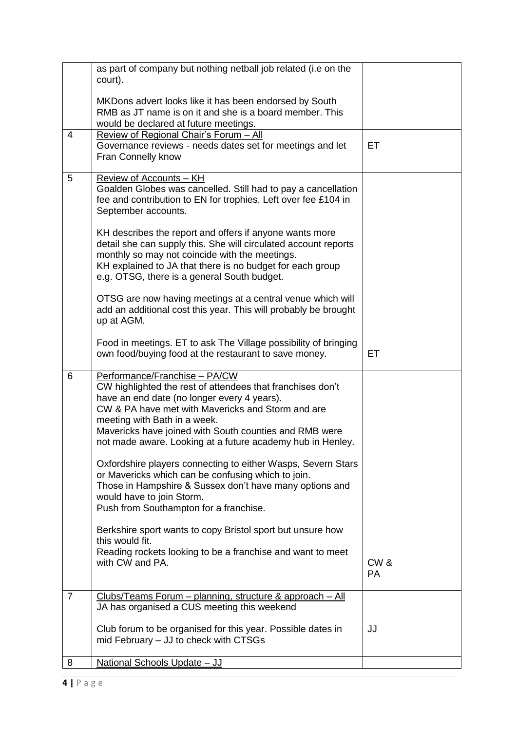| | | | |
|---|---|---|---|
| | as part of company but nothing netball job related (i.e on the court).<br><br>MKDons advert looks like it has been endorsed by South RMB as JT name is on it and she is a board member. This would be declared at future meetings. | | |
| 4 | <u>Review of Regional Chair's Forum – All</u><br>Governance reviews - needs dates set for meetings and let Fran Connelly know | ET | |
| 5 | <u>Review of Accounts – KH</u><br>Goalden Globes was cancelled. Still had to pay a cancellation fee and contribution to EN for trophies. Left over fee £104 in September accounts.<br><br>KH describes the report and offers if anyone wants more detail she can supply this. She will circulated account reports monthly so may not coincide with the meetings.<br>KH explained to JA that there is no budget for each group e.g. OTSG, there is a general South budget.<br><br>OTSG are now having meetings at a central venue which will add an additional cost this year. This will probably be brought up at AGM.<br><br>Food in meetings. ET to ask The Village possibility of bringing own food/buying food at the restaurant to save money. | ET | |
| 6 | <u>Performance/Franchise – PA/CW</u><br>CW highlighted the rest of attendees that franchises don't have an end date (no longer every 4 years).<br>CW & PA have met with Mavericks and Storm and are meeting with Bath in a week.<br>Mavericks have joined with South counties and RMB were not made aware. Looking at a future academy hub in Henley.<br><br>Oxfordshire players connecting to either Wasps, Severn Stars or Mavericks which can be confusing which to join.<br>Those in Hampshire & Sussex don't have many options and would have to join Storm.<br>Push from Southampton for a franchise.<br><br>Berkshire sport wants to copy Bristol sport but unsure how this would fit.<br>Reading rockets looking to be a franchise and want to meet with CW and PA. | CW & PA | |
| 7 | <u>Clubs/Teams Forum – planning, structure & approach – All</u><br>JA has organised a CUS meeting this weekend<br><br>Club forum to be organised for this year. Possible dates in mid February – JJ to check with CTSGs | JJ | |
| 8 | <u>National Schools Update – JJ</u> | | |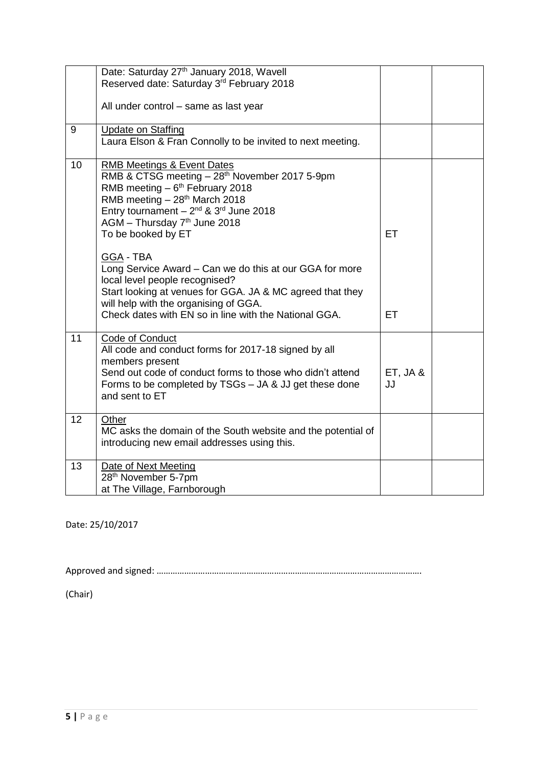| | | | |
|---|---|---|---|
| | Date: Saturday 27th January 2018, Wavell<br>Reserved date: Saturday 3rd February 2018<br><br>All under control – same as last year | | |
| 9 | <u>Update on Staffing</u><br>Laura Elson & Fran Connolly to be invited to next meeting. | | |
| 10 | <u>RMB Meetings & Event Dates</u><br>RMB & CTSG meeting – 28th November 2017 5-9pm<br>RMB meeting – 6th February 2018<br>RMB meeting – 28th March 2018<br>Entry tournament – 2nd & 3rd June 2018<br>AGM – Thursday 7th June 2018<br>To be booked by ET<br><br><u>GGA</u> - TBA<br>Long Service Award – Can we do this at our GGA for more local level people recognised?<br>Start looking at venues for GGA. JA & MC agreed that they will help with the organising of GGA.<br>Check dates with EN so in line with the National GGA. | ET<br><br><br><br><br><br><br>ET | |
| 11 | <u>Code of Conduct</u><br>All code and conduct forms for 2017-18 signed by all members present<br>Send out code of conduct forms to those who didn't attend<br>Forms to be completed by TSGs – JA & JJ get these done and sent to ET | ET, JA & JJ | |
| 12 | <u>Other</u><br>MC asks the domain of the South website and the potential of introducing new email addresses using this. | | |
| 13 | <u>Date of Next Meeting</u><br>28th November 5-7pm<br>at The Village, Farnborough | | |

Date: 25/10/2017

Approved and signed: ……………………………………………………………………………………………………

(Chair)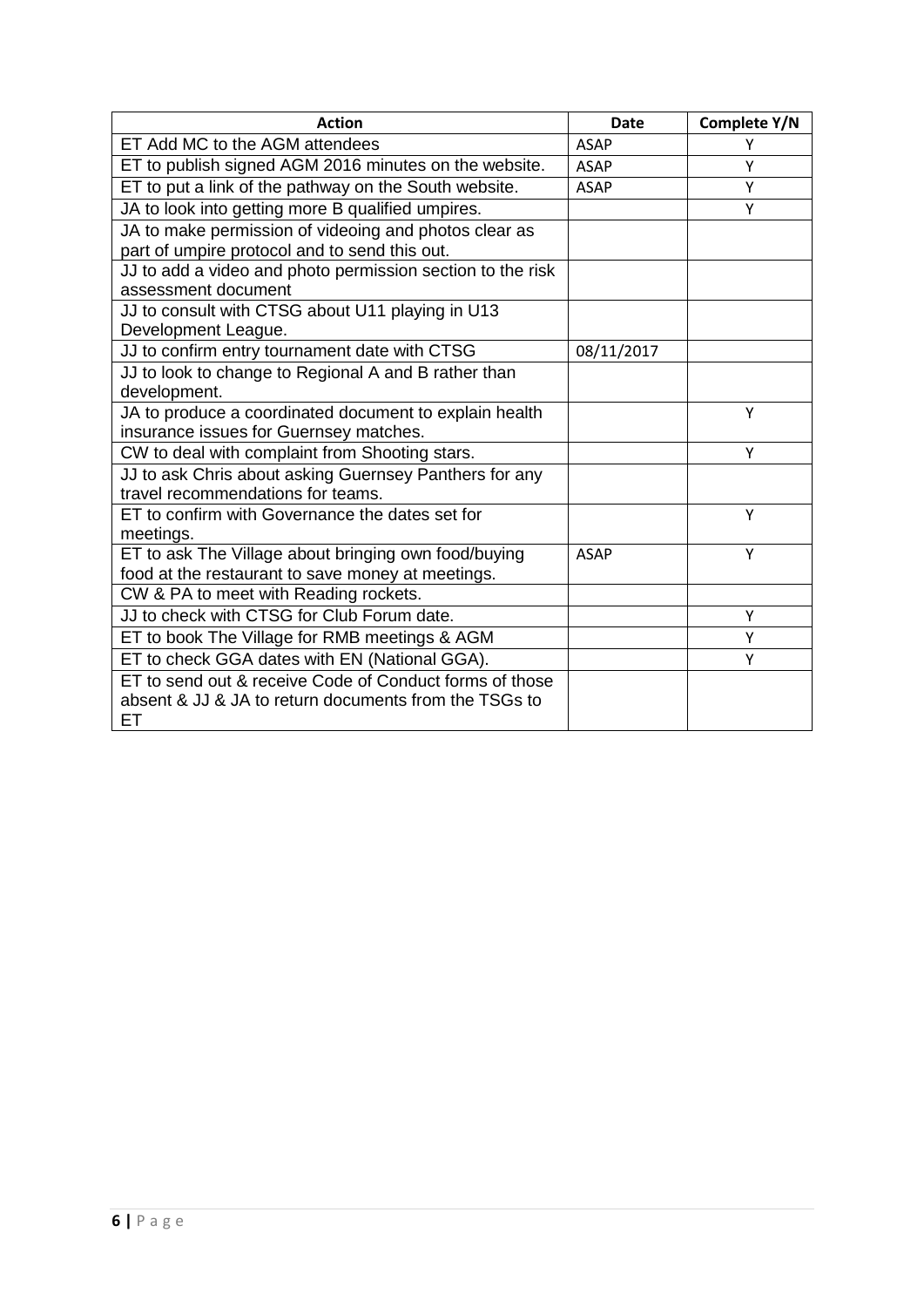| Action | Date | Complete Y/N |
|---|---|---|
| ET Add MC to the AGM attendees | ASAP | Y |
| ET to publish signed AGM 2016 minutes on the website. | ASAP | Y |
| ET to put a link of the pathway on the South website. | ASAP | Y |
| JA to look into getting more B qualified umpires. | | Y |
| JA to make permission of videoing and photos clear as part of umpire protocol and to send this out. | | |
| JJ to add a video and photo permission section to the risk assessment document | | |
| JJ to consult with CTSG about U11 playing in U13 Development League. | | |
| JJ to confirm entry tournament date with CTSG | 08/11/2017 | |
| JJ to look to change to Regional A and B rather than development. | | |
| JA to produce a coordinated document to explain health insurance issues for Guernsey matches. | | Y |
| CW to deal with complaint from Shooting stars. | | Y |
| JJ to ask Chris about asking Guernsey Panthers for any travel recommendations for teams. | | |
| ET to confirm with Governance the dates set for meetings. | | Y |
| ET to ask The Village about bringing own food/buying food at the restaurant to save money at meetings. | ASAP | Y |
| CW & PA to meet with Reading rockets. | | |
| JJ to check with CTSG for Club Forum date. | | Y |
| ET to book The Village for RMB meetings & AGM | | Y |
| ET to check GGA dates with EN (National GGA). | | Y |
| ET to send out & receive Code of Conduct forms of those absent & JJ & JA to return documents from the TSGs to ET | | |